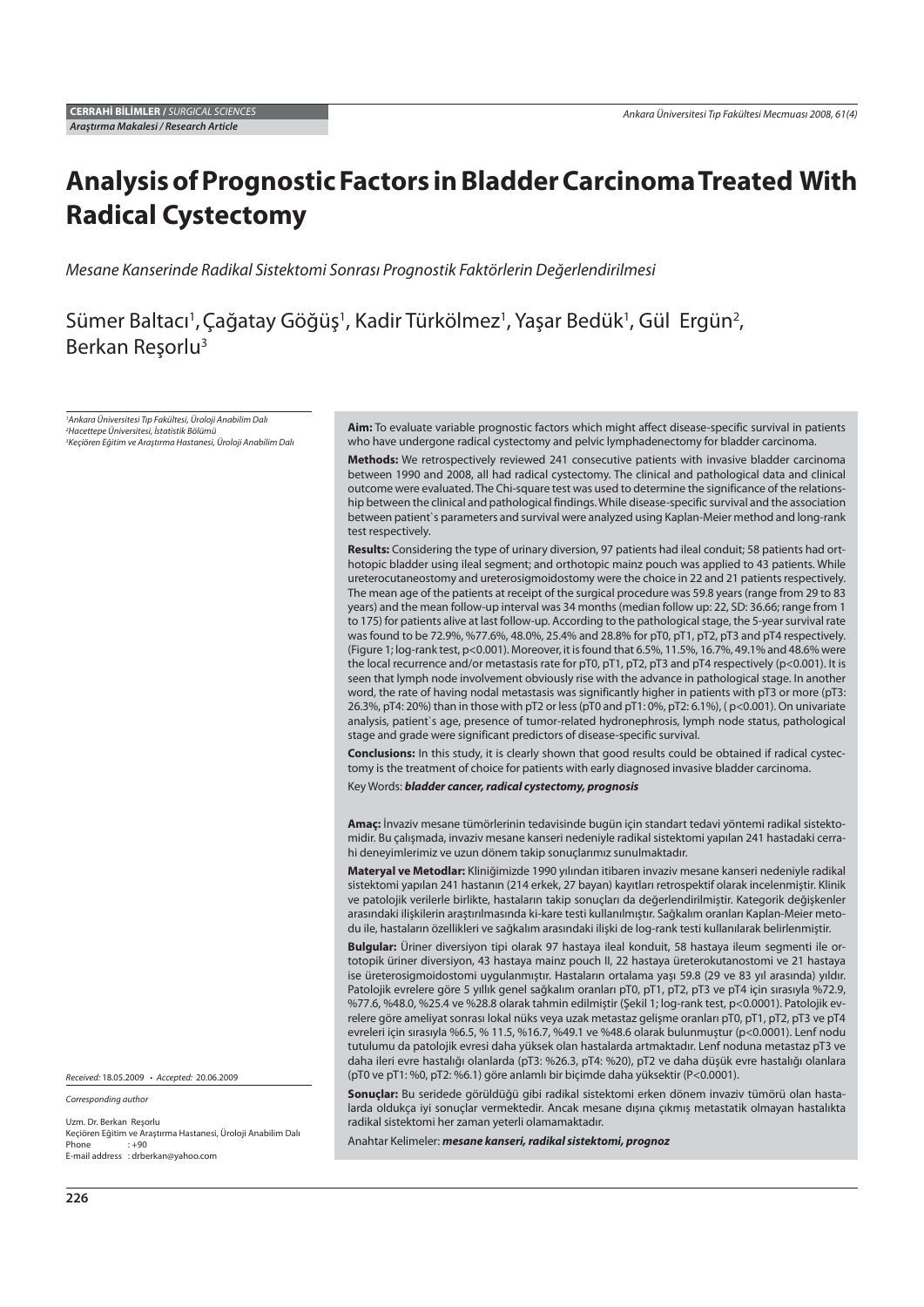**CERRAHİ BİLİMLER** / *SURGICAL SCIENCES*

***Araştırma Makalesi / Research Article***

# Analysis of Prognostic Factors in Bladder Carcinoma Treated With Radical Cystectomy

*Mesane Kanserinde Radikal Sistektomi Sonrası Prognostik Faktörlerin Değerlendirilmesi*

Sümer Baltacı[1], Çağatay Göğüş[1], Kadir Türkölmez[1], Yaşar Bedük[1], Gül Ergün[2], Berkan Reşorlu[3]

[1]*Ankara Üniversitesi Tıp Fakültesi, Üroloji Anabilim Dalı*
[2]*Hacettepe Üniversitesi, İstatistik Bölümü*
[3]*Keçiören Eğitim ve Araştırma Hastanesi, Üroloji Anabilim Dalı*

**Aim:** To evaluate variable prognostic factors which might affect disease-specific survival in patients who have undergone radical cystectomy and pelvic lymphadenectomy for bladder carcinoma.

**Methods:** We retrospectively reviewed 241 consecutive patients with invasive bladder carcinoma between 1990 and 2008, all had radical cystectomy. The clinical and pathological data and clinical outcome were evaluated. The Chi-square test was used to determine the significance of the relationship between the clinical and pathological findings. While disease-specific survival and the association between patient`s parameters and survival were analyzed using Kaplan-Meier method and long-rank test respectively.

**Results:** Considering the type of urinary diversion, 97 patients had ileal conduit; 58 patients had orthotopic bladder using ileal segment; and orthotopic mainz pouch was applied to 43 patients. While ureterocutaneostomy and ureterosigmoidostomy were the choice in 22 and 21 patients respectively. The mean age of the patients at receipt of the surgical procedure was 59.8 years (range from 29 to 83 years) and the mean follow-up interval was 34 months (median follow up: 22, SD: 36.66; range from 1 to 175) for patients alive at last follow-up. According to the pathological stage, the 5-year survival rate was found to be 72.9%, %77.6%, 48.0%, 25.4% and 28.8% for pT0, pT1, pT2, pT3 and pT4 respectively. (Figure 1; log-rank test, p<0.001). Moreover, it is found that 6.5%, 11.5%, 16.7%, 49.1% and 48.6% were the local recurrence and/or metastasis rate for pT0, pT1, pT2, pT3 and pT4 respectively (p<0.001). It is seen that lymph node involvement obviously rise with the advance in pathological stage. In another word, the rate of having nodal metastasis was significantly higher in patients with pT3 or more (pT3: 26.3%, pT4: 20%) than in those with pT2 or less (pT0 and pT1: 0%, pT2: 6.1%), ( p<0.001). On univariate analysis, patient`s age, presence of tumor-related hydronephrosis, lymph node status, pathological stage and grade were significant predictors of disease-specific survival.

**Conclusions:** In this study, it is clearly shown that good results could be obtained if radical cystectomy is the treatment of choice for patients with early diagnosed invasive bladder carcinoma.

Key Words: ***bladder cancer, radical cystectomy, prognosis***

**Amaç:** İnvaziv mesane tümörlerinin tedavisinde bugün için standart tedavi yöntemi radikal sistektomidir. Bu çalışmada, invaziv mesane kanseri nedeniyle radikal sistektomi yapılan 241 hastadaki cerrahi deneyimlerimiz ve uzun dönem takip sonuçlarımız sunulmaktadır.

**Materyal ve Metodlar:** Kliniğimizde 1990 yılından itibaren invaziv mesane kanseri nedeniyle radikal sistektomi yapılan 241 hastanın (214 erkek, 27 bayan) kayıtları retrospektif olarak incelenmiştir. Klinik ve patolojik verilerle birlikte, hastaların takip sonuçları da değerlendirilmiştir. Kategorik değişkenler arasındaki ilişkilerin araştırılmasında ki-kare testi kullanılmıştır. Sağkalım oranları Kaplan-Meier metodu ile, hastaların özellikleri ve sağkalım arasındaki ilişki de log-rank testi kullanılarak belirlenmiştir.

**Bulgular:** Üriner diversiyon tipi olarak 97 hastaya ileal konduit, 58 hastaya ileum segmenti ile ortotopik üriner diversiyon, 43 hastaya mainz pouch II, 22 hastaya üreterokutanostomi ve 21 hastaya ise üreterosigmoidostomi uygulanmıştır. Hastaların ortalama yaşı 59.8 (29 ve 83 yıl arasında) yıldır. Patolojik evrelere göre 5 yıllık genel sağkalım oranları pT0, pT1, pT2, pT3 ve pT4 için sırasıyla %72.9, %77.6, %48.0, %25.4 ve %28.8 olarak tahmin edilmiştir (Şekil 1; log-rank test, p<0.0001). Patolojik evrelere göre ameliyat sonrası lokal nüks veya uzak metastaz gelişme oranları pT0, pT1, pT2, pT3 ve pT4 evreleri için sırasıyla %6.5, % 11.5, %16.7, %49.1 ve %48.6 olarak bulunmuştur (p<0.0001). Lenf nodu tutulumu da patolojik evresi daha yüksek olan hastalarda artmaktadır. Lenf noduna metastaz pT3 ve daha ileri evre hastalığı olanlarda (pT3: %26.3, pT4: %20), pT2 ve daha düşük evre hastalığı olanlara (pT0 ve pT1: %0, pT2: %6.1) göre anlamlı bir biçimde daha yüksektir (P<0.0001).

**Sonuçlar:** Bu seride görüldüğü gibi radikal sistektomi erken dönem invaziv tümörü olan hastalarda oldukça iyi sonuçlar vermektedir. Ancak mesane dışına çıkmış metastatik olmayan hastalıkta radikal sistektomi her zaman yeterli olamamaktadır.

Anahtar Kelimeler: ***mesane kanseri, radikal sistektomi, prognoz***

*Received:* 18.05.2009 • *Accepted:* 20.06.2009

*Corresponding author*

Uzm. Dr. Berkan Reşorlu
Keçiören Eğitim ve Araştırma Hastanesi, Üroloji Anabilim Dalı
Phone : +90
E-mail address : drberkan@yahoo.com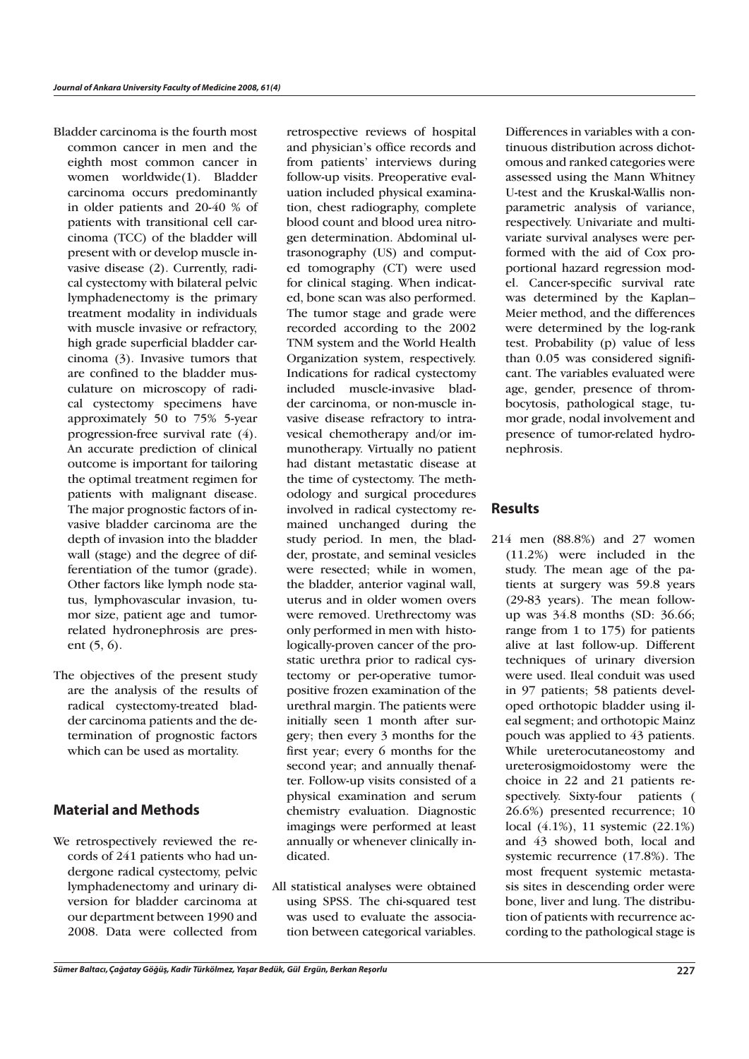Bladder carcinoma is the fourth most common cancer in men and the eighth most common cancer in women worldwide(1). Bladder carcinoma occurs predominantly in older patients and 20-40 % of patients with transitional cell carcinoma (TCC) of the bladder will present with or develop muscle invasive disease (2). Currently, radical cystectomy with bilateral pelvic lymphadenectomy is the primary treatment modality in individuals with muscle invasive or refractory, high grade superficial bladder carcinoma (3). Invasive tumors that are confined to the bladder musculature on microscopy of radical cystectomy specimens have approximately 50 to 75% 5-year progression-free survival rate (4). An accurate prediction of clinical outcome is important for tailoring the optimal treatment regimen for patients with malignant disease. The major prognostic factors of invasive bladder carcinoma are the depth of invasion into the bladder wall (stage) and the degree of differentiation of the tumor (grade). Other factors like lymph node status, lymphovascular invasion, tumor size, patient age and tumor-related hydronephrosis are present (5, 6).

The objectives of the present study are the analysis of the results of radical cystectomy-treated bladder carcinoma patients and the determination of prognostic factors which can be used as mortality.

## Material and Methods

We retrospectively reviewed the records of 241 patients who had undergone radical cystectomy, pelvic lymphadenectomy and urinary diversion for bladder carcinoma at our department between 1990 and 2008. Data were collected from retrospective reviews of hospital and physician's office records and from patients' interviews during follow-up visits. Preoperative evaluation included physical examination, chest radiography, complete blood count and blood urea nitrogen determination. Abdominal ultrasonography (US) and computed tomography (CT) were used for clinical staging. When indicated, bone scan was also performed. The tumor stage and grade were recorded according to the 2002 TNM system and the World Health Organization system, respectively. Indications for radical cystectomy included muscle-invasive bladder carcinoma, or non-muscle invasive disease refractory to intravesical chemotherapy and/or immunotherapy. Virtually no patient had distant metastatic disease at the time of cystectomy. The methodology and surgical procedures involved in radical cystectomy remained unchanged during the study period. In men, the bladder, prostate, and seminal vesicles were resected; while in women, the bladder, anterior vaginal wall, uterus and in older women overs were removed. Urethrectomy was only performed in men with histologically-proven cancer of the prostatic urethra prior to radical cystectomy or per-operative tumor-positive frozen examination of the urethral margin. The patients were initially seen 1 month after surgery; then every 3 months for the first year; every 6 months for the second year; and annually thenafter. Follow-up visits consisted of a physical examination and serum chemistry evaluation. Diagnostic imagings were performed at least annually or whenever clinically indicated.

All statistical analyses were obtained using SPSS. The chi-squared test was used to evaluate the association between categorical variables. Differences in variables with a continuous distribution across dichotomous and ranked categories were assessed using the Mann Whitney U-test and the Kruskal-Wallis nonparametric analysis of variance, respectively. Univariate and multivariate survival analyses were performed with the aid of Cox proportional hazard regression model. Cancer-specific survival rate was determined by the Kaplan–Meier method, and the differences were determined by the log-rank test. Probability (p) value of less than 0.05 was considered significant. The variables evaluated were age, gender, presence of thrombocytosis, pathological stage, tumor grade, nodal involvement and presence of tumor-related hydronephrosis.

## Results

214 men (88.8%) and 27 women (11.2%) were included in the study. The mean age of the patients at surgery was 59.8 years (29-83 years). The mean follow-up was 34.8 months (SD: 36.66; range from 1 to 175) for patients alive at last follow-up. Different techniques of urinary diversion were used. Ileal conduit was used in 97 patients; 58 patients developed orthotopic bladder using ileal segment; and orthotopic Mainz pouch was applied to 43 patients. While ureterocutaneostomy and ureterosigmoidostomy were the choice in 22 and 21 patients respectively. Sixty-four patients ( 26.6%) presented recurrence; 10 local (4.1%), 11 systemic (22.1%) and 43 showed both, local and systemic recurrence (17.8%). The most frequent systemic metastasis sites in descending order were bone, liver and lung. The distribution of patients with recurrence according to the pathological stage is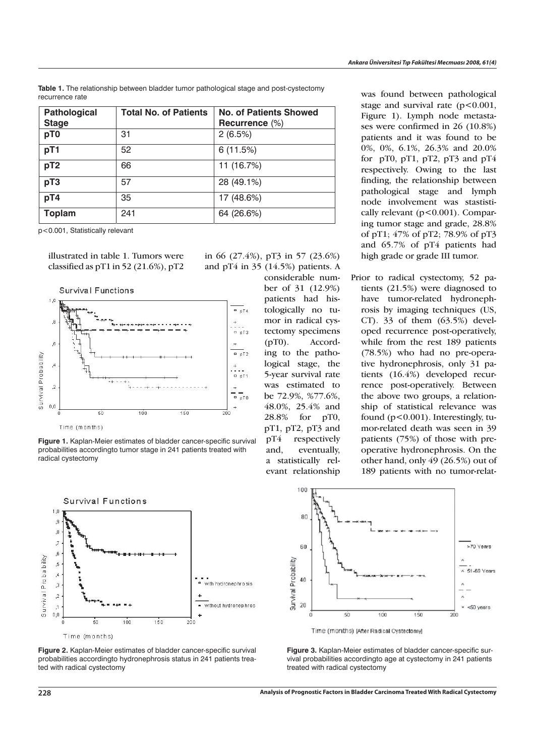**Table 1.** The relationship between bladder tumor pathological stage and post-cystectomy recurrence rate

| Pathological Stage | Total No. of Patients | No. of Patients Showed Recurrence (%) |
|---|---|---|
| pT0 | 31 | 2 (6.5%) |
| pT1 | 52 | 6 (11.5%) |
| pT2 | 66 | 11 (16.7%) |
| pT3 | 57 | 28 (49.1%) |
| pT4 | 35 | 17 (48.6%) |
| Toplam | 241 | 64 (26.6%) |

$p<0.001$, Statistically relevant

illustrated in table 1. Tumors were classified as pT1 in 52 (21.6%), pT2 in 66 (27.4%), pT3 in 57 (23.6%) and pT4 in 35 (14.5%) patients. A considerable number of 31 (12.9%) patients had histologically no tumor in radical cystectomy specimens (pT0). According to the pathological stage, the 5-year survival rate was estimated to be 72.9%, %77.6%, 48.0%, 25.4% and 28.8% for pT0, pT1, pT2, pT3 and pT4 respectively and, eventually, a statistically relevant relationship was found between pathological stage and survival rate ($p<0.001$, Figure 1). Lymph node metastases were confirmed in 26 (10.8%) patients and it was found to be 0%, 0%, 6.1%, 26.3% and 20.0% for pT0, pT1, pT2, pT3 and pT4 respectively. Owing to the last finding, the relationship between pathological stage and lymph node involvement was stastistically relevant ($p<0.001$). Comparing tumor stage and grade, 28.8% of pT1; 47% of pT2; 78.9% of pT3 and 65.7% of pT4 patients had high grade or grade III tumor.

**Figure 1.** Kaplan-Meier estimates of bladder cancer-specific survival probabilities accordingto tumor stage in 241 patients treated with radical cystectomy

Prior to radical cystectomy, 52 patients (21.5%) were diagnosed to have tumor-related hydronephrosis by imaging techniques (US, CT). 33 of them (63.5%) developed recurrence post-operatively, while from the rest 189 patients (78.5%) who had no pre-operative hydronephrosis, only 31 patients (16.4%) developed recurrence post-operatively. Between the above two groups, a relationship of statistical relevance was found ($p<0.001$). Interestingly, tumor-related death was seen in 39 patients (75%) of those with preoperative hydronephrosis. On the other hand, only 49 (26.5%) out of 189 patients with no tumor-relat-

**Figure 2.** Kaplan-Meier estimates of bladder cancer-specific survival probabilities accordingto hydronephrosis status in 241 patients treated with radical cystectomy

**Figure 3.** Kaplan-Meier estimates of bladder cancer-specific survival probabilities accordingto age at cystectomy in 241 patients treated with radical cystectomy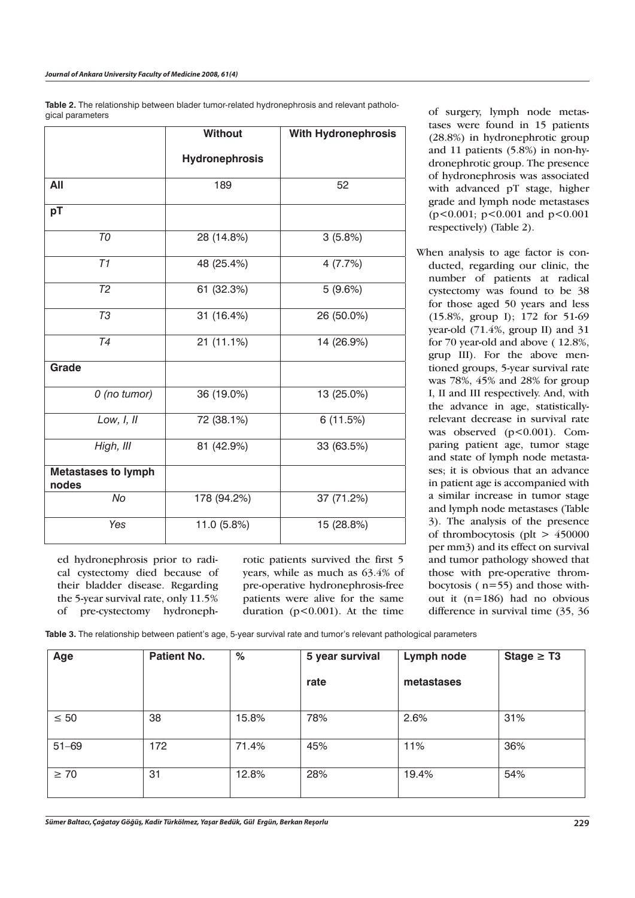**Table 2.** The relationship between blader tumor-related hydronephrosis and relevant pathological parameters

| | Without Hydronephrosis | With Hydronephrosis |
|---|---|---|
| **All** | 189 | 52 |
| **pT** | | |
| *T0* | 28 (14.8%) | 3 (5.8%) |
| *T1* | 48 (25.4%) | 4 (7.7%) |
| *T2* | 61 (32.3%) | 5 (9.6%) |
| *T3* | 31 (16.4%) | 26 (50.0%) |
| *T4* | 21 (11.1%) | 14 (26.9%) |
| **Grade** | | |
| *0 (no tumor)* | 36 (19.0%) | 13 (25.0%) |
| *Low, I, II* | 72 (38.1%) | 6 (11.5%) |
| *High, III* | 81 (42.9%) | 33 (63.5%) |
| **Metastases to lymph nodes** | | |
| *No* | 178 (94.2%) | 37 (71.2%) |
| *Yes* | 11.0 (5.8%) | 15 (28.8%) |

ed hydronephrosis prior to radical cystectomy died because of their bladder disease. Regarding the 5-year survival rate, only 11.5% of pre-cystectomy hydronephrotic patients survived the first 5 years, while as much as 63.4% of pre-operative hydronephrosis-free patients were alive for the same duration ($p<0.001$). At the time of surgery, lymph node metastases were found in 15 patients (28.8%) in hydronephrotic group and 11 patients (5.8%) in non-hydronephrotic group. The presence of hydronephrosis was associated with advanced pT stage, higher grade and lymph node metastases ($p<0.001$; $p<0.001$ and $p<0.001$ respectively) (Table 2).

When analysis to age factor is conducted, regarding our clinic, the number of patients at radical cystectomy was found to be 38 for those aged 50 years and less (15.8%, group I); 172 for 51-69 year-old (71.4%, group II) and 31 for 70 year-old and above ( 12.8%, grup III). For the above mentioned groups, 5-year survival rate was 78%, 45% and 28% for group I, II and III respectively. And, with the advance in age, statistically-relevant decrease in survival rate was observed ($p<0.001$). Comparing patient age, tumor stage and state of lymph node metastases; it is obvious that an advance in patient age is accompanied with a similar increase in tumor stage and lymph node metastases (Table 3). The analysis of the presence of thrombocytosis (plt > 450000 per mm3) and its effect on survival and tumor pathology showed that those with pre-operative thrombocytosis ( n=55) and those without it (n=186) had no obvious difference in survival time (35, 36

**Table 3.** The relationship between patient's age, 5-year survival rate and tumor's relevant pathological parameters

| Age | Patient No. | % | 5 year survival rate | Lymph node metastases | Stage ≥ T3 |
|---|---|---|---|---|---|
| ≤ 50 | 38 | 15.8% | 78% | 2.6% | 31% |
| 51–69 | 172 | 71.4% | 45% | 11% | 36% |
| ≥ 70 | 31 | 12.8% | 28% | 19.4% | 54% |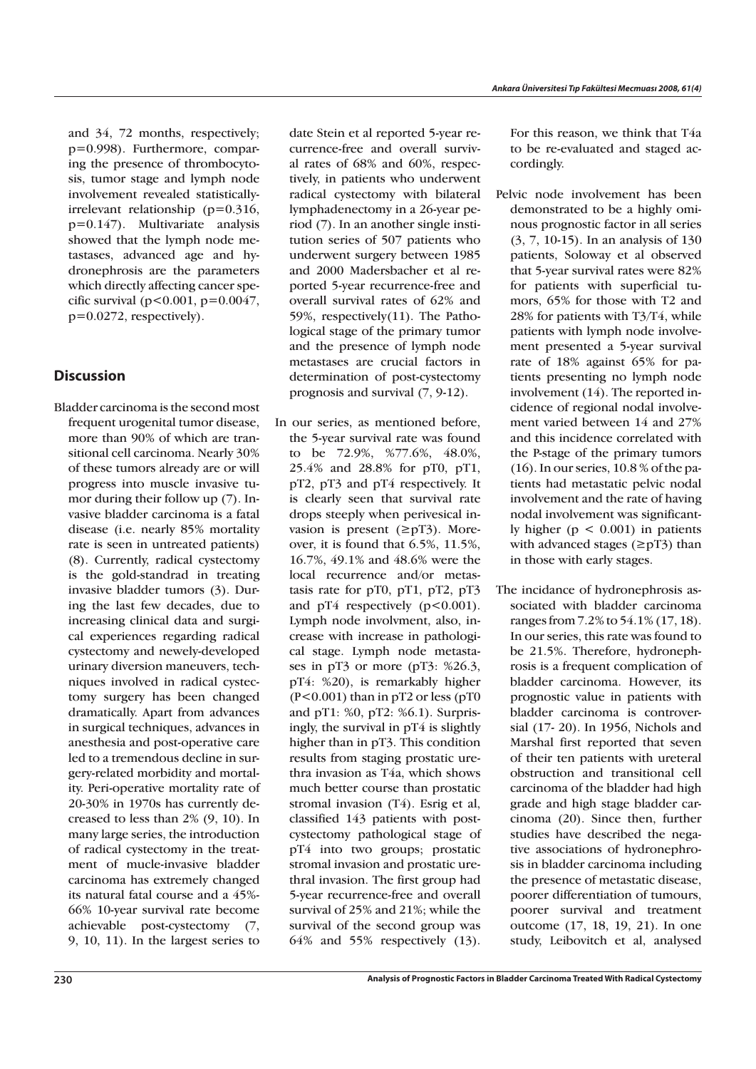and 34, 72 months, respectively; p=0.998). Furthermore, comparing the presence of thrombocytosis, tumor stage and lymph node involvement revealed statistically-irrelevant relationship (p=0.316, p=0.147). Multivariate analysis showed that the lymph node metastases, advanced age and hydronephrosis are the parameters which directly affecting cancer specific survival (p<0.001, p=0.0047, p=0.0272, respectively).

## Discussion

Bladder carcinoma is the second most frequent urogenital tumor disease, more than 90% of which are transitional cell carcinoma. Nearly 30% of these tumors already are or will progress into muscle invasive tumor during their follow up (7). Invasive bladder carcinoma is a fatal disease (i.e. nearly 85% mortality rate is seen in untreated patients) (8). Currently, radical cystectomy is the gold-standrad in treating invasive bladder tumors (3). During the last few decades, due to increasing clinical data and surgical experiences regarding radical cystectomy and newely-developed urinary diversion maneuvers, techniques involved in radical cystectomy surgery has been changed dramatically. Apart from advances in surgical techniques, advances in anesthesia and post-operative care led to a tremendous decline in surgery-related morbidity and mortality. Peri-operative mortality rate of 20-30% in 1970s has currently decreased to less than 2% (9, 10). In many large series, the introduction of radical cystectomy in the treatment of mucle-invasive bladder carcinoma has extremely changed its natural fatal course and a 45%-66% 10-year survival rate become achievable post-cystectomy (7, 9, 10, 11). In the largest series to date Stein et al reported 5-year recurrence-free and overall survival rates of 68% and 60%, respectively, in patients who underwent radical cystectomy with bilateral lymphadenectomy in a 26-year period (7). In an another single institution series of 507 patients who underwent surgery between 1985 and 2000 Madersbacher et al reported 5-year recurrence-free and overall survival rates of 62% and 59%, respectively(11). The Pathological stage of the primary tumor and the presence of lymph node metastases are crucial factors in determination of post-cystectomy prognosis and survival (7, 9-12).

In our series, as mentioned before, the 5-year survival rate was found to be 72.9%, %77.6%, 48.0%, 25.4% and 28.8% for pT0, pT1, pT2, pT3 and pT4 respectively. It is clearly seen that survival rate drops steeply when perivesical invasion is present (≥pT3). Moreover, it is found that 6.5%, 11.5%, 16.7%, 49.1% and 48.6% were the local recurrence and/or metastasis rate for pT0, pT1, pT2, pT3 and pT4 respectively (p<0.001). Lymph node involvment, also, increase with increase in pathological stage. Lymph node metastases in pT3 or more (pT3: %26.3, pT4: %20), is remarkably higher (P<0.001) than in pT2 or less (pT0 and pT1: %0, pT2: %6.1). Surprisingly, the survival in pT4 is slightly higher than in pT3. This condition results from staging prostatic urethra invasion as T4a, which shows much better course than prostatic stromal invasion (T4). Esrig et al, classified 143 patients with post-cystectomy pathological stage of pT4 into two groups; prostatic stromal invasion and prostatic urethral invasion. The first group had 5-year recurrence-free and overall survival of 25% and 21%; while the survival of the second group was 64% and 55% respectively (13). For this reason, we think that T4a to be re-evaluated and staged accordingly.

Pelvic node involvement has been demonstrated to be a highly ominous prognostic factor in all series (3, 7, 10-15). In an analysis of 130 patients, Soloway et al observed that 5-year survival rates were 82% for patients with superficial tumors, 65% for those with T2 and 28% for patients with T3/T4, while patients with lymph node involvement presented a 5-year survival rate of 18% against 65% for patients presenting no lymph node involvement (14). The reported incidence of regional nodal involvement varied between 14 and 27% and this incidence correlated with the P-stage of the primary tumors (16). In our series, 10.8 % of the patients had metastatic pelvic nodal involvement and the rate of having nodal involvement was significantly higher (p < 0.001) in patients with advanced stages (≥pT3) than in those with early stages.

The incidance of hydronephrosis associated with bladder carcinoma ranges from 7.2% to 54.1% (17, 18). In our series, this rate was found to be 21.5%. Therefore, hydronephrosis is a frequent complication of bladder carcinoma. However, its prognostic value in patients with bladder carcinoma is controversial (17- 20). In 1956, Nichols and Marshal first reported that seven of their ten patients with ureteral obstruction and transitional cell carcinoma of the bladder had high grade and high stage bladder carcinoma (20). Since then, further studies have described the negative associations of hydronephrosis in bladder carcinoma including the presence of metastatic disease, poorer differentiation of tumours, poorer survival and treatment outcome (17, 18, 19, 21). In one study, Leibovitch et al, analysed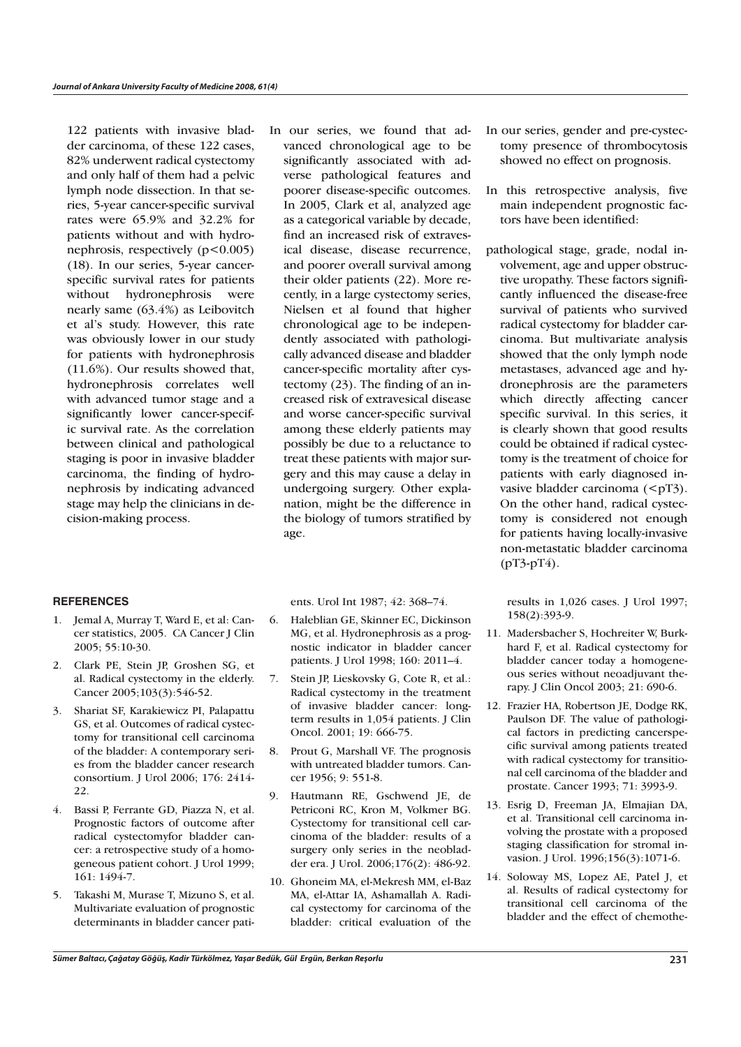122 patients with invasive bladder carcinoma, of these 122 cases, 82% underwent radical cystectomy and only half of them had a pelvic lymph node dissection. In that series, 5-year cancer-specific survival rates were 65.9% and 32.2% for patients without and with hydronephrosis, respectively ($p<0.005$) (18). In our series, 5-year cancer-specific survival rates for patients without hydronephrosis were nearly same (63.4%) as Leibovitch et al's study. However, this rate was obviously lower in our study for patients with hydronephrosis (11.6%). Our results showed that, hydronephrosis correlates well with advanced tumor stage and a significantly lower cancer-specific survival rate. As the correlation between clinical and pathological staging is poor in invasive bladder carcinoma, the finding of hydronephrosis by indicating advanced stage may help the clinicians in decision-making process.

In our series, we found that advanced chronological age to be significantly associated with adverse pathological features and poorer disease-specific outcomes. In 2005, Clark et al, analyzed age as a categorical variable by decade, find an increased risk of extravesical disease, disease recurrence, and poorer overall survival among their older patients (22). More recently, in a large cystectomy series, Nielsen et al found that higher chronological age to be independently associated with pathologically advanced disease and bladder cancer-specific mortality after cystectomy (23). The finding of an increased risk of extravesical disease and worse cancer-specific survival among these elderly patients may possibly be due to a reluctance to treat these patients with major surgery and this may cause a delay in undergoing surgery. Other explanation, might be the difference in the biology of tumors stratified by age.

In our series, gender and pre-cystectomy presence of thrombocytosis showed no effect on prognosis.

In this retrospective analysis, five main independent prognostic factors have been identified:

pathological stage, grade, nodal involvement, age and upper obstructive uropathy. These factors significantly influenced the disease-free survival of patients who survived radical cystectomy for bladder carcinoma. But multivariate analysis showed that the only lymph node metastases, advanced age and hydronephrosis are the parameters which directly affecting cancer specific survival. In this series, it is clearly shown that good results could be obtained if radical cystectomy is the treatment of choice for patients with early diagnosed invasive bladder carcinoma (<pT3). On the other hand, radical cystectomy is considered not enough for patients having locally-invasive non-metastatic bladder carcinoma (pT3-pT4).

## REFERENCES

1. Jemal A, Murray T, Ward E, et al: Cancer statistics, 2005. CA Cancer J Clin 2005; 55:10-30.
2. Clark PE, Stein JP, Groshen SG, et al. Radical cystectomy in the elderly. Cancer 2005;103(3):546-52.
3. Shariat SF, Karakiewicz PI, Palapattu GS, et al. Outcomes of radical cystectomy for transitional cell carcinoma of the bladder: A contemporary series from the bladder cancer research consortium. J Urol 2006; 176: 2414-22.
4. Bassi P, Ferrante GD, Piazza N, et al. Prognostic factors of outcome after radical cystectomyfor bladder cancer: a retrospective study of a homogeneous patient cohort. J Urol 1999; 161: 1494-7.
5. Takashi M, Murase T, Mizuno S, et al. Multivariate evaluation of prognostic determinants in bladder cancer patients. Urol Int 1987; 42: 368–74.
6. Haleblian GE, Skinner EC, Dickinson MG, et al. Hydronephrosis as a prognostic indicator in bladder cancer patients. J Urol 1998; 160: 2011–4.
7. Stein JP, Lieskovsky G, Cote R, et al.: Radical cystectomy in the treatment of invasive bladder cancer: long-term results in 1,054 patients. J Clin Oncol. 2001; 19: 666-75.
8. Prout G, Marshall VF. The prognosis with untreated bladder tumors. Cancer 1956; 9: 551-8.
9. Hautmann RE, Gschwend JE, de Petriconi RC, Kron M, Volkmer BG. Cystectomy for transitional cell carcinoma of the bladder: results of a surgery only series in the neobladder era. J Urol. 2006;176(2): 486-92.
10. Ghoneim MA, el-Mekresh MM, el-Baz MA, el-Attar IA, Ashamallah A. Radical cystectomy for carcinoma of the bladder: critical evaluation of the results in 1,026 cases. J Urol 1997; 158(2):393-9.
11. Madersbacher S, Hochreiter W, Burkhard F, et al. Radical cystectomy for bladder cancer today a homogeneous series without neoadjuvant therapy. J Clin Oncol 2003; 21: 690-6.
12. Frazier HA, Robertson JE, Dodge RK, Paulson DF. The value of pathological factors in predicting cancerspecific survival among patients treated with radical cystectomy for transitional cell carcinoma of the bladder and prostate. Cancer 1993; 71: 3993-9.
13. Esrig D, Freeman JA, Elmajian DA, et al. Transitional cell carcinoma involving the prostate with a proposed staging classification for stromal invasion. J Urol. 1996;156(3):1071-6.
14. Soloway MS, Lopez AE, Patel J, et al. Results of radical cystectomy for transitional cell carcinoma of the bladder and the effect of chemothe-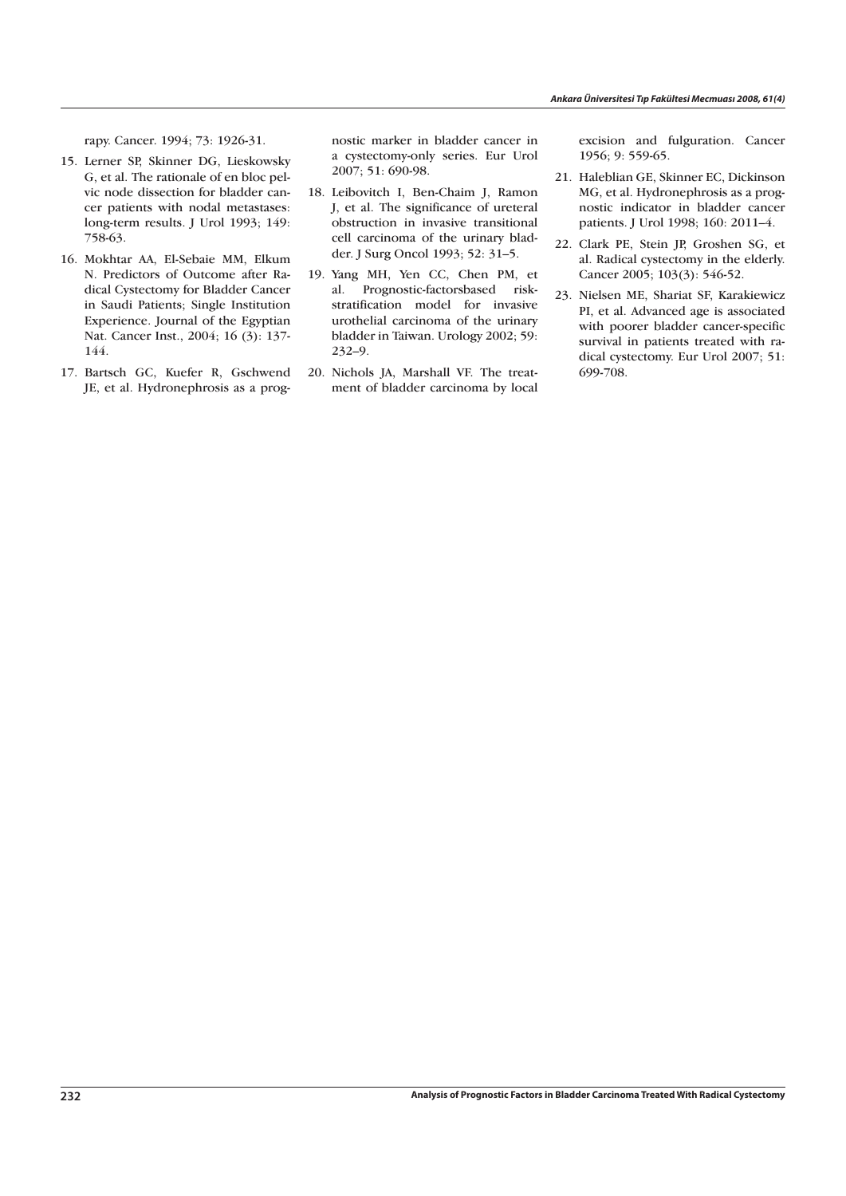rapy. Cancer. 1994; 73: 1926-31.

15. Lerner SP, Skinner DG, Lieskowsky G, et al. The rationale of en bloc pelvic node dissection for bladder cancer patients with nodal metastases: long-term results. J Urol 1993; 149: 758-63.
16. Mokhtar AA, El-Sebaie MM, Elkum N. Predictors of Outcome after Radical Cystectomy for Bladder Cancer in Saudi Patients; Single Institution Experience. Journal of the Egyptian Nat. Cancer Inst., 2004; 16 (3): 137-144.
17. Bartsch GC, Kuefer R, Gschwend JE, et al. Hydronephrosis as a prognostic marker in bladder cancer in a cystectomy-only series. Eur Urol 2007; 51: 690-98.
18. Leibovitch I, Ben-Chaim J, Ramon J, et al. The significance of ureteral obstruction in invasive transitional cell carcinoma of the urinary bladder. J Surg Oncol 1993; 52: 31–5.
19. Yang MH, Yen CC, Chen PM, et al. Prognostic-factorsbased risk-stratification model for invasive urothelial carcinoma of the urinary bladder in Taiwan. Urology 2002; 59: 232–9.
20. Nichols JA, Marshall VF. The treatment of bladder carcinoma by local excision and fulguration. Cancer 1956; 9: 559-65.
21. Haleblian GE, Skinner EC, Dickinson MG, et al. Hydronephrosis as a prognostic indicator in bladder cancer patients. J Urol 1998; 160: 2011–4.
22. Clark PE, Stein JP, Groshen SG, et al. Radical cystectomy in the elderly. Cancer 2005; 103(3): 546-52.
23. Nielsen ME, Shariat SF, Karakiewicz PI, et al. Advanced age is associated with poorer bladder cancer-specific survival in patients treated with radical cystectomy. Eur Urol 2007; 51: 699-708.